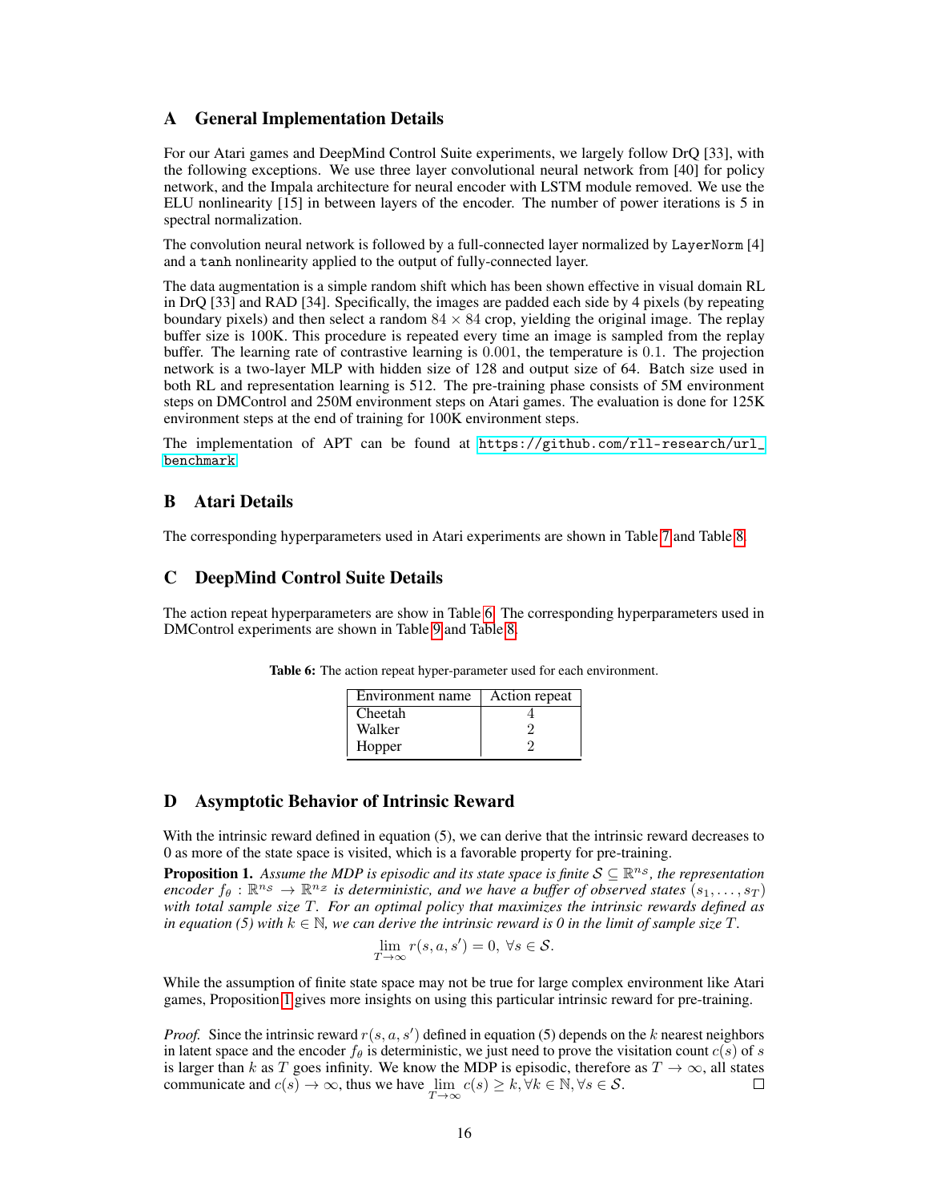## A General Implementation Details

For our Atari games and DeepMind Control Suite experiments, we largely follow DrQ [33], with the following exceptions. We use three layer convolutional neural network from [40] for policy network, and the Impala architecture for neural encoder with LSTM module removed. We use the ELU nonlinearity [15] in between layers of the encoder. The number of power iterations is 5 in spectral normalization.

The convolution neural network is followed by a full-connected layer normalized by `LayerNorm` [4] and a `tanh` nonlinearity applied to the output of fully-connected layer.

The data augmentation is a simple random shift which has been shown effective in visual domain RL in DrQ [33] and RAD [34]. Specifically, the images are padded each side by 4 pixels (by repeating boundary pixels) and then select a random $84 \times 84$ crop, yielding the original image. The replay buffer size is 100K. This procedure is repeated every time an image is sampled from the replay buffer. The learning rate of contrastive learning is $0.001$, the temperature is $0.1$. The projection network is a two-layer MLP with hidden size of 128 and output size of 64. Batch size used in both RL and representation learning is 512. The pre-training phase consists of 5M environment steps on DMControl and 250M environment steps on Atari games. The evaluation is done for 125K environment steps at the end of training for 100K environment steps.

The implementation of APT can be found at https://github.com/rll-research/url_benchmark

## B Atari Details

The corresponding hyperparameters used in Atari experiments are shown in Table 7 and Table 8.

## C DeepMind Control Suite Details

The action repeat hyperparameters are show in Table 6. The corresponding hyperparameters used in DMControl experiments are shown in Table 9 and Table 8.

**Table 6:** The action repeat hyper-parameter used for each environment.

| Environment name | Action repeat |
|---|---|
| Cheetah | 4 |
| Walker | 2 |
| Hopper | 2 |

## D Asymptotic Behavior of Intrinsic Reward

With the intrinsic reward defined in equation (5), we can derive that the intrinsic reward decreases to 0 as more of the state space is visited, which is a favorable property for pre-training.

**Proposition 1.** *Assume the MDP is episodic and its state space is finite $\mathcal{S} \subseteq \mathbb{R}^{n_S}$, the representation encoder $f_\theta : \mathbb{R}^{n_S} \to \mathbb{R}^{n_Z}$ is deterministic, and we have a buffer of observed states $(s_1, \ldots, s_T)$ with total sample size $T$. For an optimal policy that maximizes the intrinsic rewards defined as in equation (5) with $k \in \mathbb{N}$, we can derive the intrinsic reward is 0 in the limit of sample size $T$.*

$$\lim_{T \to \infty} r(s, a, s') = 0, \ \forall s \in \mathcal{S}.$$

While the assumption of finite state space may not be true for large complex environment like Atari games, Proposition 1 gives more insights on using this particular intrinsic reward for pre-training.

*Proof.* Since the intrinsic reward $r(s, a, s')$ defined in equation (5) depends on the $k$ nearest neighbors in latent space and the encoder $f_\theta$ is deterministic, we just need to prove the visitation count $c(s)$ of $s$ is larger than $k$ as $T$ goes infinity. We know the MDP is episodic, therefore as $T \to \infty$, all states communicate and $c(s) \to \infty$, thus we have $\lim_{T \to \infty} c(s) \geq k, \forall k \in \mathbb{N}, \forall s \in \mathcal{S}$. ∎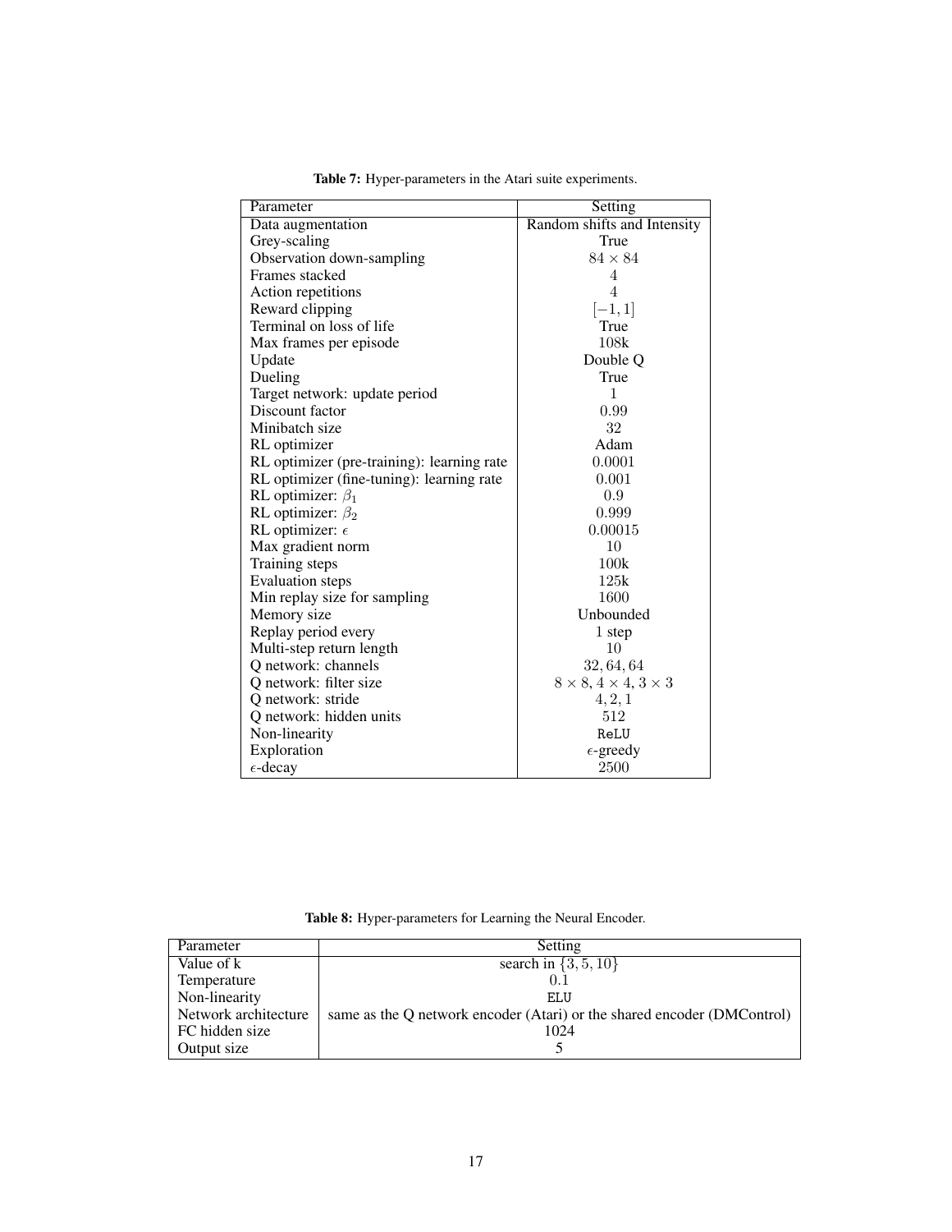**Table 7:** Hyper-parameters in the Atari suite experiments.

| Parameter | Setting |
|---|---|
| Data augmentation | Random shifts and Intensity |
| Grey-scaling | True |
| Observation down-sampling | $84 \times 84$ |
| Frames stacked | $4$ |
| Action repetitions | $4$ |
| Reward clipping | $[-1, 1]$ |
| Terminal on loss of life | True |
| Max frames per episode | 108k |
| Update | Double Q |
| Dueling | True |
| Target network: update period | $1$ |
| Discount factor | $0.99$ |
| Minibatch size | $32$ |
| RL optimizer | Adam |
| RL optimizer (pre-training): learning rate | $0.0001$ |
| RL optimizer (fine-tuning): learning rate | $0.001$ |
| RL optimizer: $\beta_1$ | $0.9$ |
| RL optimizer: $\beta_2$ | $0.999$ |
| RL optimizer: $\epsilon$ | $0.00015$ |
| Max gradient norm | $10$ |
| Training steps | 100k |
| Evaluation steps | 125k |
| Min replay size for sampling | $1600$ |
| Memory size | Unbounded |
| Replay period every | 1 step |
| Multi-step return length | $10$ |
| Q network: channels | $32, 64, 64$ |
| Q network: filter size | $8 \times 8, 4 \times 4, 3 \times 3$ |
| Q network: stride | $4, 2, 1$ |
| Q network: hidden units | $512$ |
| Non-linearity | ReLU |
| Exploration | $\epsilon$-greedy |
| $\epsilon$-decay | $2500$ |

**Table 8:** Hyper-parameters for Learning the Neural Encoder.

| Parameter | Setting |
|---|---|
| Value of k | search in $\{3, 5, 10\}$ |
| Temperature | $0.1$ |
| Non-linearity | ELU |
| Network architecture | same as the Q network encoder (Atari) or the shared encoder (DMControl) |
| FC hidden size | 1024 |
| Output size | 5 |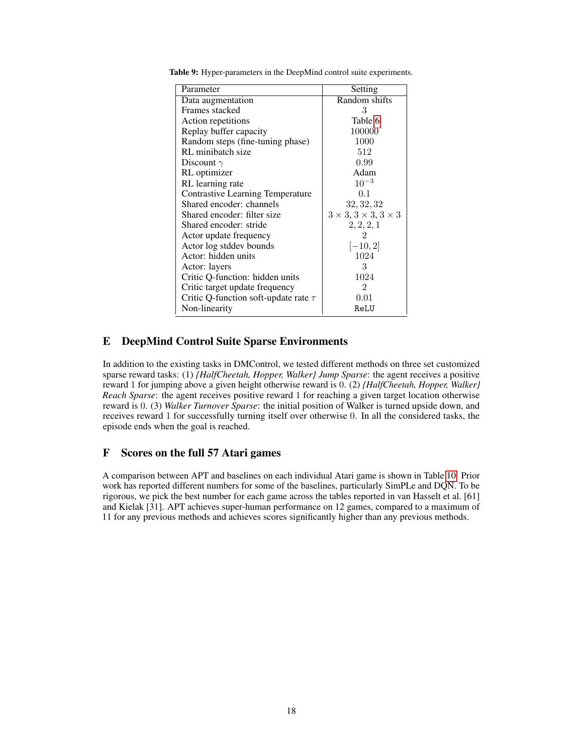**Table 9:** Hyper-parameters in the DeepMind control suite experiments.

| Parameter | Setting |
| --- | --- |
| Data augmentation | Random shifts |
| Frames stacked | 3 |
| Action repetitions | Table 6 |
| Replay buffer capacity | 100000 |
| Random steps (fine-tuning phase) | 1000 |
| RL minibatch size | 512 |
| Discount $\gamma$ | 0.99 |
| RL optimizer | Adam |
| RL learning rate | $10^{-3}$ |
| Contrastive Learning Temperature | 0.1 |
| Shared encoder: channels | $32, 32, 32$ |
| Shared encoder: filter size | $3 \times 3, 3 \times 3, 3 \times 3$ |
| Shared encoder: stride | $2, 2, 2, 1$ |
| Actor update frequency | 2 |
| Actor log stddev bounds | $[-10, 2]$ |
| Actor: hidden units | 1024 |
| Actor: layers | 3 |
| Critic Q-function: hidden units | 1024 |
| Critic target update frequency | 2 |
| Critic Q-function soft-update rate $\tau$ | 0.01 |
| Non-linearity | ReLU |

## E DeepMind Control Suite Sparse Environments

In addition to the existing tasks in DMControl, we tested different methods on three set customized sparse reward tasks: (1) *{HalfCheetah, Hopper, Walker} Jump Sparse*: the agent receives a positive reward 1 for jumping above a given height otherwise reward is 0. (2) *{HalfCheetah, Hopper, Walker} Reach Sparse*: the agent receives positive reward 1 for reaching a given target location otherwise reward is 0. (3) *Walker Turnover Sparse*: the initial position of Walker is turned upside down, and receives reward 1 for successfully turning itself over otherwise 0. In all the considered tasks, the episode ends when the goal is reached.

## F Scores on the full 57 Atari games

A comparison between APT and baselines on each individual Atari game is shown in Table 10. Prior work has reported different numbers for some of the baselines, particularly SimPLe and DQN. To be rigorous, we pick the best number for each game across the tables reported in van Hasselt et al. [61] and Kielak [31]. APT achieves super-human performance on 12 games, compared to a maximum of 11 for any previous methods and achieves scores significantly higher than any previous methods.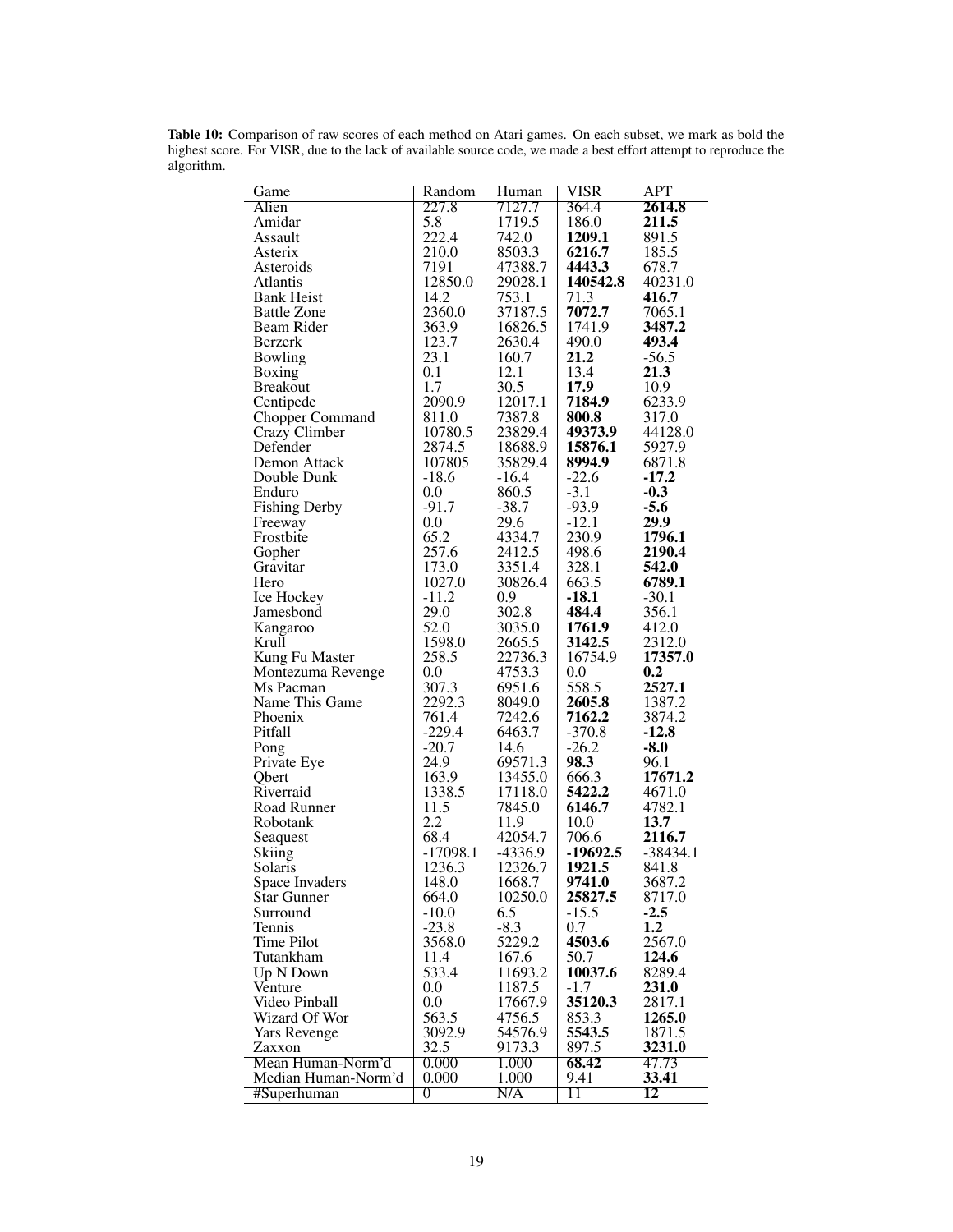**Table 10:** Comparison of raw scores of each method on Atari games. On each subset, we mark as bold the highest score. For VISR, due to the lack of available source code, we made a best effort attempt to reproduce the algorithm.

| Game | Random | Human | VISR | APT |
|---|---|---|---|---|
| Alien | 227.8 | 7127.7 | 364.4 | **2614.8** |
| Amidar | 5.8 | 1719.5 | 186.0 | **211.5** |
| Assault | 222.4 | 742.0 | **1209.1** | 891.5 |
| Asterix | 210.0 | 8503.3 | **6216.7** | 185.5 |
| Asteroids | 7191 | 47388.7 | **4443.3** | 678.7 |
| Atlantis | 12850.0 | 29028.1 | **140542.8** | 40231.0 |
| Bank Heist | 14.2 | 753.1 | 71.3 | **416.7** |
| Battle Zone | 2360.0 | 37187.5 | **7072.7** | 7065.1 |
| Beam Rider | 363.9 | 16826.5 | 1741.9 | **3487.2** |
| Berzerk | 123.7 | 2630.4 | 490.0 | **493.4** |
| Bowling | 23.1 | 160.7 | **21.2** | -56.5 |
| Boxing | 0.1 | 12.1 | 13.4 | **21.3** |
| Breakout | 1.7 | 30.5 | **17.9** | 10.9 |
| Centipede | 2090.9 | 12017.1 | **7184.9** | 6233.9 |
| Chopper Command | 811.0 | 7387.8 | **800.8** | 317.0 |
| Crazy Climber | 10780.5 | 23829.4 | **49373.9** | 44128.0 |
| Defender | 2874.5 | 18688.9 | **15876.1** | 5927.9 |
| Demon Attack | 107805 | 35829.4 | **8994.9** | 6871.8 |
| Double Dunk | -18.6 | -16.4 | -22.6 | **-17.2** |
| Enduro | 0.0 | 860.5 | -3.1 | **-0.3** |
| Fishing Derby | -91.7 | -38.7 | -93.9 | **-5.6** |
| Freeway | 0.0 | 29.6 | -12.1 | **29.9** |
| Frostbite | 65.2 | 4334.7 | 230.9 | **1796.1** |
| Gopher | 257.6 | 2412.5 | 498.6 | **2190.4** |
| Gravitar | 173.0 | 3351.4 | 328.1 | **542.0** |
| Hero | 1027.0 | 30826.4 | 663.5 | **6789.1** |
| Ice Hockey | -11.2 | 0.9 | **-18.1** | -30.1 |
| Jamesbond | 29.0 | 302.8 | **484.4** | 356.1 |
| Kangaroo | 52.0 | 3035.0 | **1761.9** | 412.0 |
| Krull | 1598.0 | 2665.5 | **3142.5** | 2312.0 |
| Kung Fu Master | 258.5 | 22736.3 | 16754.9 | **17357.0** |
| Montezuma Revenge | 0.0 | 4753.3 | 0.0 | **0.2** |
| Ms Pacman | 307.3 | 6951.6 | 558.5 | **2527.1** |
| Name This Game | 2292.3 | 8049.0 | **2605.8** | 1387.2 |
| Phoenix | 761.4 | 7242.6 | **7162.2** | 3874.2 |
| Pitfall | -229.4 | 6463.7 | -370.8 | **-12.8** |
| Pong | -20.7 | 14.6 | -26.2 | **-8.0** |
| Private Eye | 24.9 | 69571.3 | **98.3** | 96.1 |
| Qbert | 163.9 | 13455.0 | 666.3 | **17671.2** |
| Riverraid | 1338.5 | 17118.0 | **5422.2** | 4671.0 |
| Road Runner | 11.5 | 7845.0 | **6146.7** | 4782.1 |
| Robotank | 2.2 | 11.9 | 10.0 | **13.7** |
| Seaquest | 68.4 | 42054.7 | 706.6 | **2116.7** |
| Skiing | -17098.1 | -4336.9 | **-19692.5** | -38434.1 |
| Solaris | 1236.3 | 12326.7 | **1921.5** | 841.8 |
| Space Invaders | 148.0 | 1668.7 | **9741.0** | 3687.2 |
| Star Gunner | 664.0 | 10250.0 | **25827.5** | 8717.0 |
| Surround | -10.0 | 6.5 | -15.5 | **-2.5** |
| Tennis | -23.8 | -8.3 | 0.7 | **1.2** |
| Time Pilot | 3568.0 | 5229.2 | **4503.6** | 2567.0 |
| Tutankham | 11.4 | 167.6 | 50.7 | **124.6** |
| Up N Down | 533.4 | 11693.2 | **10037.6** | 8289.4 |
| Venture | 0.0 | 1187.5 | -1.7 | **231.0** |
| Video Pinball | 0.0 | 17667.9 | **35120.3** | 2817.1 |
| Wizard Of Wor | 563.5 | 4756.5 | 853.3 | **1265.0** |
| Yars Revenge | 3092.9 | 54576.9 | **5543.5** | 1871.5 |
| Zaxxon | 32.5 | 9173.3 | 897.5 | **3231.0** |
| Mean Human-Norm'd | 0.000 | 1.000 | **68.42** | 47.73 |
| Median Human-Norm'd | 0.000 | 1.000 | 9.41 | **33.41** |
| #Superhuman | 0 | N/A | 11 | **12** |